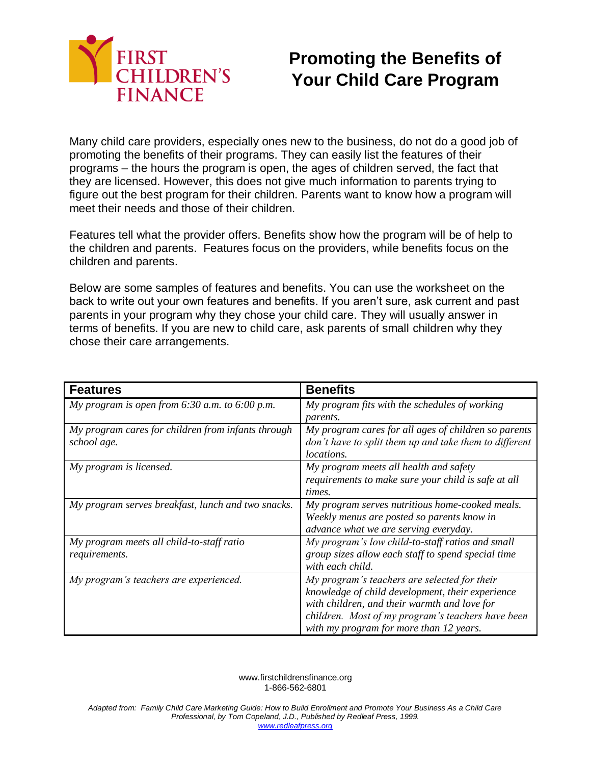FIRST CHILDREN'S FINANCE

# Promoting the Benefits of Your Child Care Program

Many child care providers, especially ones new to the business, do not do a good job of promoting the benefits of their programs. They can easily list the features of their programs – the hours the program is open, the ages of children served, the fact that they are licensed. However, this does not give much information to parents trying to figure out the best program for their children. Parents want to know how a program will meet their needs and those of their children.

Features tell what the provider offers. Benefits show how the program will be of help to the children and parents. Features focus on the providers, while benefits focus on the children and parents.

Below are some samples of features and benefits. You can use the worksheet on the back to write out your own features and benefits. If you aren't sure, ask current and past parents in your program why they chose your child care. They will usually answer in terms of benefits. If you are new to child care, ask parents of small children why they chose their care arrangements.

| Features | Benefits |
| --- | --- |
| *My program is open from 6:30 a.m. to 6:00 p.m.* | *My program fits with the schedules of working parents.* |
| *My program cares for children from infants through school age.* | *My program cares for all ages of children so parents don't have to split them up and take them to different locations.* |
| *My program is licensed.* | *My program meets all health and safety requirements to make sure your child is safe at all times.* |
| *My program serves breakfast, lunch and two snacks.* | *My program serves nutritious home-cooked meals. Weekly menus are posted so parents know in advance what we are serving everyday.* |
| *My program meets all child-to-staff ratio requirements.* | *My program's low child-to-staff ratios and small group sizes allow each staff to spend special time with each child.* |
| *My program's teachers are experienced.* | *My program's teachers are selected for their knowledge of child development, their experience with children, and their warmth and love for children. Most of my program's teachers have been with my program for more than 12 years.* |

www.firstchildrensfinance.org
1-866-562-6801

*Adapted from: Family Child Care Marketing Guide: How to Build Enrollment and Promote Your Business As a Child Care Professional, by Tom Copeland, J.D., Published by Redleaf Press, 1999.*
*www.redleafpress.org*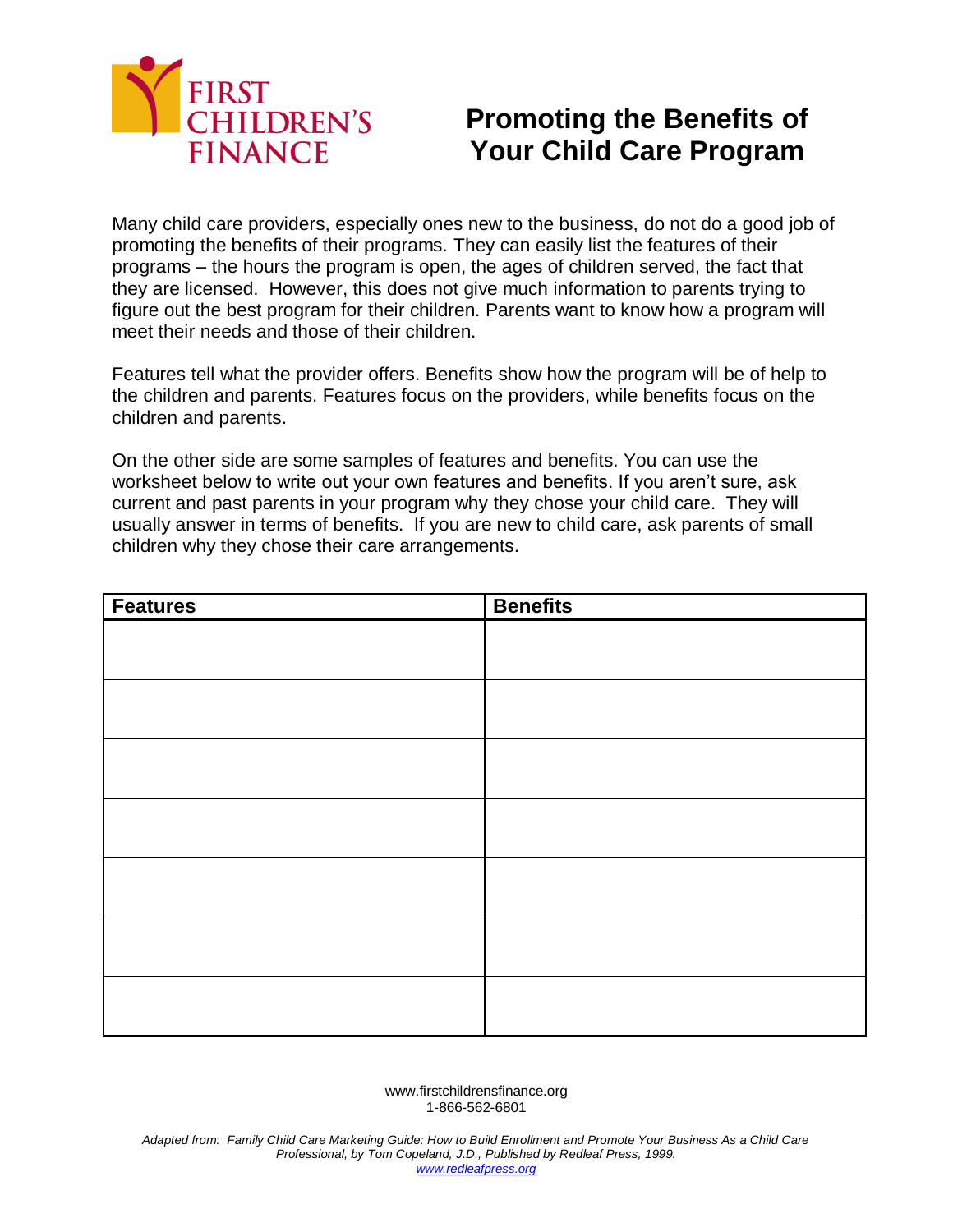FIRST CHILDREN'S FINANCE

# Promoting the Benefits of Your Child Care Program

Many child care providers, especially ones new to the business, do not do a good job of promoting the benefits of their programs. They can easily list the features of their programs – the hours the program is open, the ages of children served, the fact that they are licensed. However, this does not give much information to parents trying to figure out the best program for their children. Parents want to know how a program will meet their needs and those of their children.

Features tell what the provider offers. Benefits show how the program will be of help to the children and parents. Features focus on the providers, while benefits focus on the children and parents.

On the other side are some samples of features and benefits. You can use the worksheet below to write out your own features and benefits. If you aren't sure, ask current and past parents in your program why they chose your child care. They will usually answer in terms of benefits. If you are new to child care, ask parents of small children why they chose their care arrangements.

| Features | Benefits |
|---|---|
| | |
| | |
| | |
| | |
| | |
| | |
| | |

www.firstchildrensfinance.org
1-866-562-6801

*Adapted from: Family Child Care Marketing Guide: How to Build Enrollment and Promote Your Business As a Child Care Professional, by Tom Copeland, J.D., Published by Redleaf Press, 1999.*
*www.redleafpress.org*